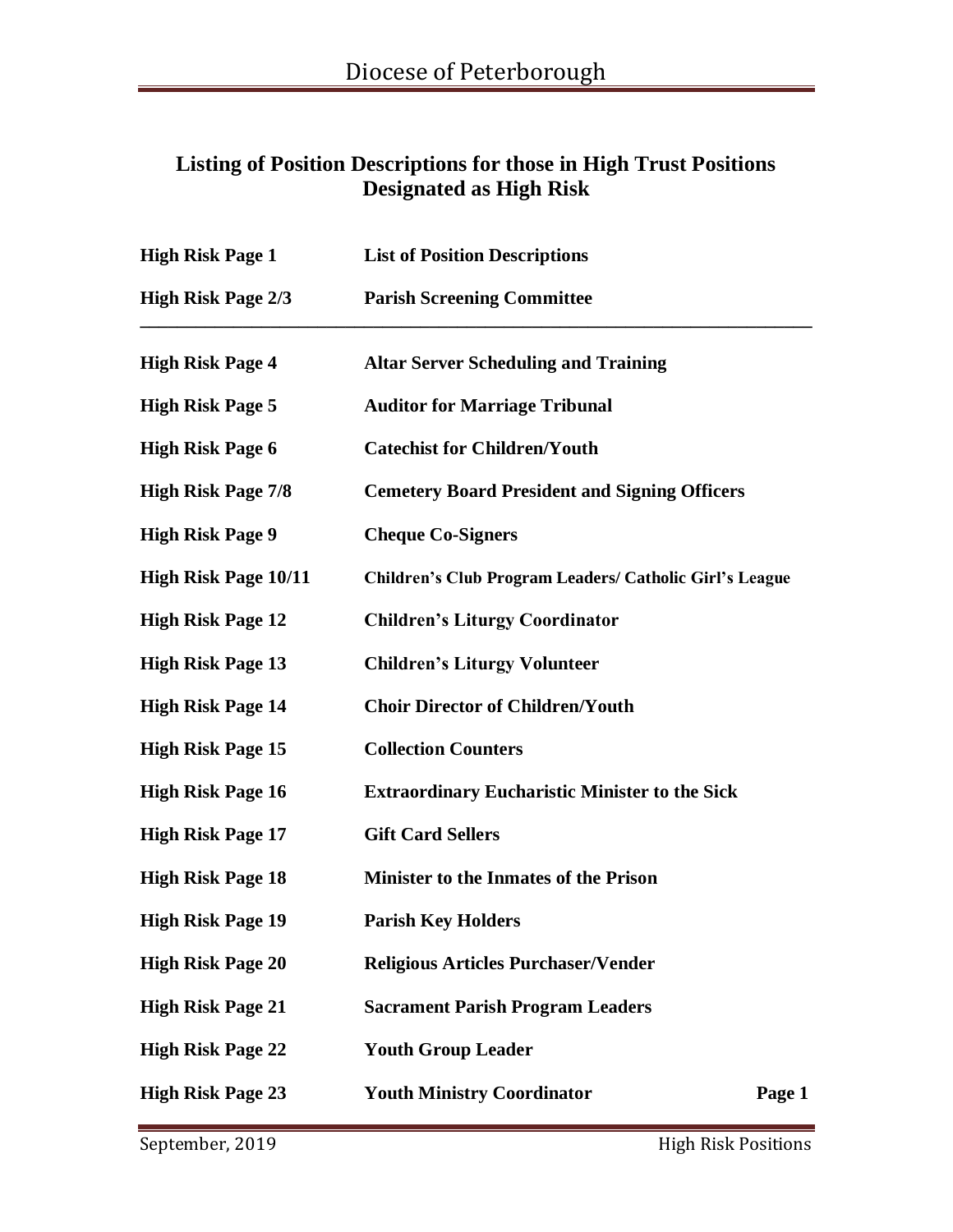# Listing of Position Descriptions for those in High Trust Positions Designated as High Risk

| | |
|---|---|
| **High Risk Page 1** | **List of Position Descriptions** |
| **High Risk Page 2/3** | **Parish Screening Committee** |
| **High Risk Page 4** | **Altar Server Scheduling and Training** |
| **High Risk Page 5** | **Auditor for Marriage Tribunal** |
| **High Risk Page 6** | **Catechist for Children/Youth** |
| **High Risk Page 7/8** | **Cemetery Board President and Signing Officers** |
| **High Risk Page 9** | **Cheque Co-Signers** |
| **High Risk Page 10/11** | **Children's Club Program Leaders/ Catholic Girl's League** |
| **High Risk Page 12** | **Children's Liturgy Coordinator** |
| **High Risk Page 13** | **Children's Liturgy Volunteer** |
| **High Risk Page 14** | **Choir Director of Children/Youth** |
| **High Risk Page 15** | **Collection Counters** |
| **High Risk Page 16** | **Extraordinary Eucharistic Minister to the Sick** |
| **High Risk Page 17** | **Gift Card Sellers** |
| **High Risk Page 18** | **Minister to the Inmates of the Prison** |
| **High Risk Page 19** | **Parish Key Holders** |
| **High Risk Page 20** | **Religious Articles Purchaser/Vender** |
| **High Risk Page 21** | **Sacrament Parish Program Leaders** |
| **High Risk Page 22** | **Youth Group Leader** |
| **High Risk Page 23** | **Youth Ministry Coordinator** |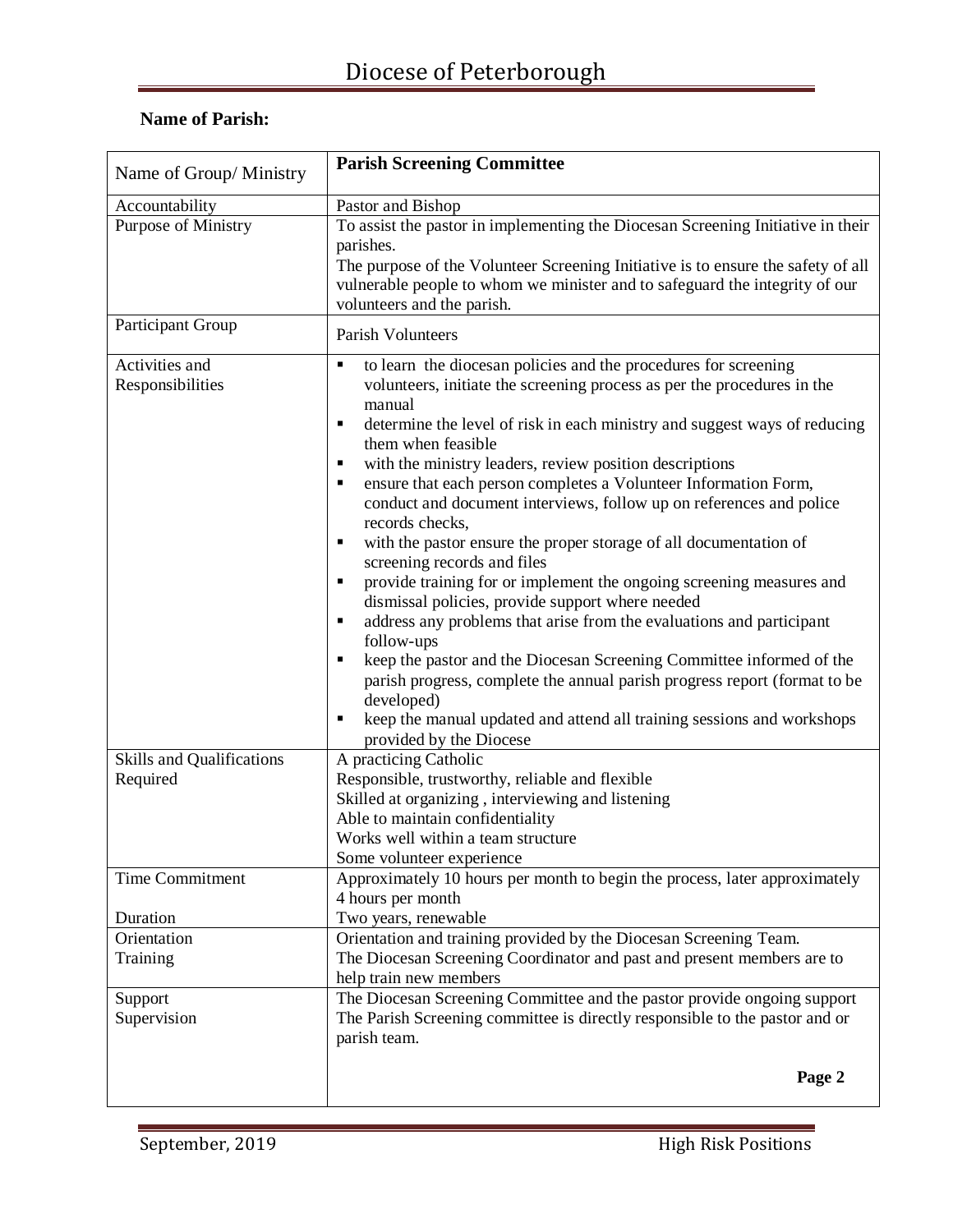# Diocese of Peterborough

**Name of Parish:**

| Name of Group/ Ministry | **Parish Screening Committee** |
|---|---|
| Accountability | Pastor and Bishop |
| Purpose of Ministry | To assist the pastor in implementing the Diocesan Screening Initiative in their parishes.<br>The purpose of the Volunteer Screening Initiative is to ensure the safety of all vulnerable people to whom we minister and to safeguard the integrity of our volunteers and the parish. |
| Participant Group | Parish Volunteers |
| Activities and Responsibilities | ▪ to learn the diocesan policies and the procedures for screening volunteers, initiate the screening process as per the procedures in the manual<br>▪ determine the level of risk in each ministry and suggest ways of reducing them when feasible<br>▪ with the ministry leaders, review position descriptions<br>▪ ensure that each person completes a Volunteer Information Form, conduct and document interviews, follow up on references and police records checks,<br>▪ with the pastor ensure the proper storage of all documentation of screening records and files<br>▪ provide training for or implement the ongoing screening measures and dismissal policies, provide support where needed<br>▪ address any problems that arise from the evaluations and participant follow-ups<br>▪ keep the pastor and the Diocesan Screening Committee informed of the parish progress, complete the annual parish progress report (format to be developed)<br>▪ keep the manual updated and attend all training sessions and workshops provided by the Diocese |
| Skills and Qualifications Required | A practicing Catholic<br>Responsible, trustworthy, reliable and flexible<br>Skilled at organizing , interviewing and listening<br>Able to maintain confidentiality<br>Works well within a team structure<br>Some volunteer experience |
| Time Commitment<br><br>Duration | Approximately 10 hours per month to begin the process, later approximately 4 hours per month<br>Two years, renewable |
| Orientation<br>Training | Orientation and training provided by the Diocesan Screening Team.<br>The Diocesan Screening Coordinator and past and present members are to help train new members |
| Support<br>Supervision | The Diocesan Screening Committee and the pastor provide ongoing support<br>The Parish Screening committee is directly responsible to the pastor and or parish team. |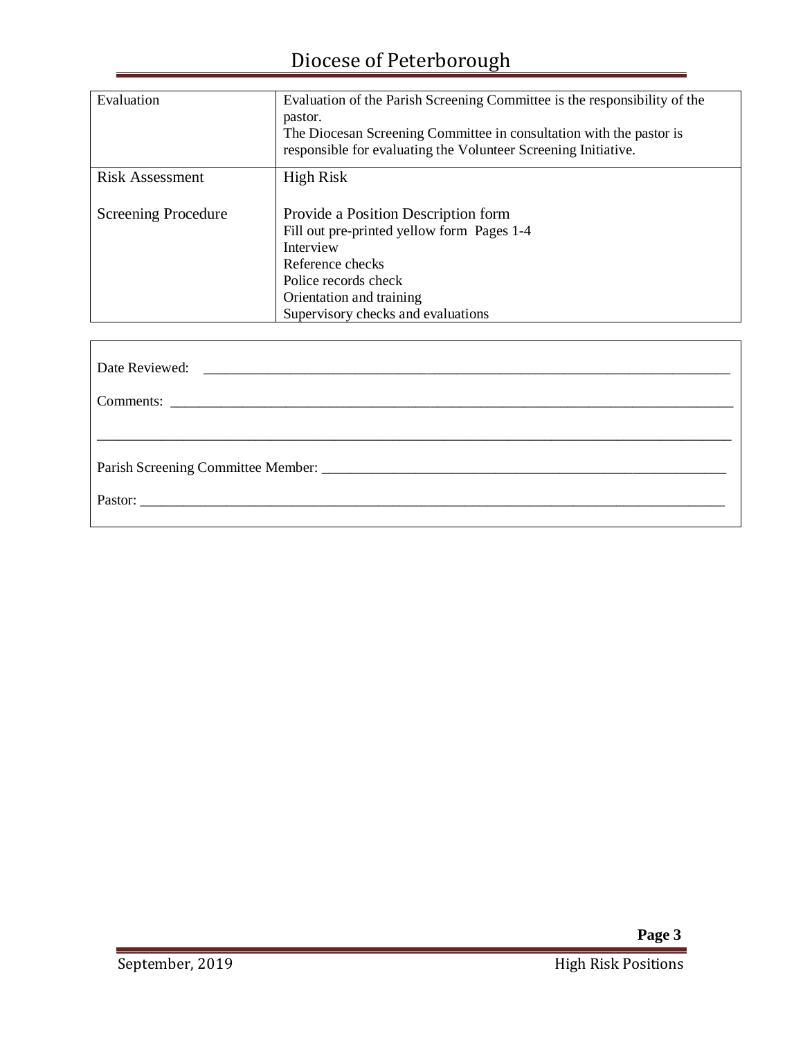| Evaluation | Evaluation of the Parish Screening Committee is the responsibility of the pastor.<br>The Diocesan Screening Committee in consultation with the pastor is responsible for evaluating the Volunteer Screening Initiative. |
|---|---|
| Risk Assessment<br><br>Screening Procedure | High Risk<br><br>Provide a Position Description form<br>Fill out pre-printed yellow form Pages 1-4<br>Interview<br>Reference checks<br>Police records check<br>Orientation and training<br>Supervisory checks and evaluations |

Date Reviewed: ______________________________________________________________________

Comments: __________________________________________________________________________

____________________________________________________________________________________

Parish Screening Committee Member: ____________________________________________________

Pastor: _____________________________________________________________________________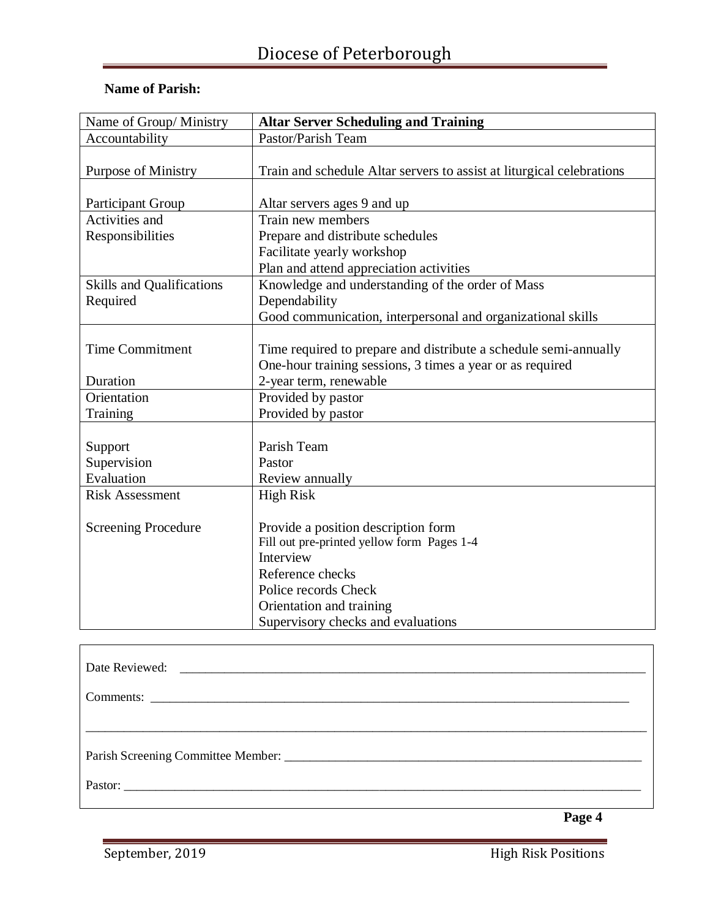# Diocese of Peterborough

**Name of Parish:**

| Name of Group/ Ministry | **Altar Server Scheduling and Training** |
|---|---|
| Accountability | Pastor/Parish Team |
| Purpose of Ministry | Train and schedule Altar servers to assist at liturgical celebrations |
| Participant Group | Altar servers ages 9 and up |
| Activities and Responsibilities | Train new members<br>Prepare and distribute schedules<br>Facilitate yearly workshop<br>Plan and attend appreciation activities |
| Skills and Qualifications Required | Knowledge and understanding of the order of Mass<br>Dependability<br>Good communication, interpersonal and organizational skills |
| Time Commitment<br><br>Duration | Time required to prepare and distribute a schedule semi-annually<br>One-hour training sessions, 3 times a year or as required<br>2-year term, renewable |
| Orientation<br>Training | Provided by pastor<br>Provided by pastor |
| Support<br>Supervision<br>Evaluation | Parish Team<br>Pastor<br>Review annually |
| Risk Assessment<br><br>Screening Procedure | High Risk<br><br>Provide a position description form<br>Fill out pre-printed yellow form Pages 1-4<br>Interview<br>Reference checks<br>Police records Check<br>Orientation and training<br>Supervisory checks and evaluations |

Date Reviewed: ______________________________________________

Comments: ______________________________________________

______________________________________________

Parish Screening Committee Member: ______________________________________________

Pastor: ______________________________________________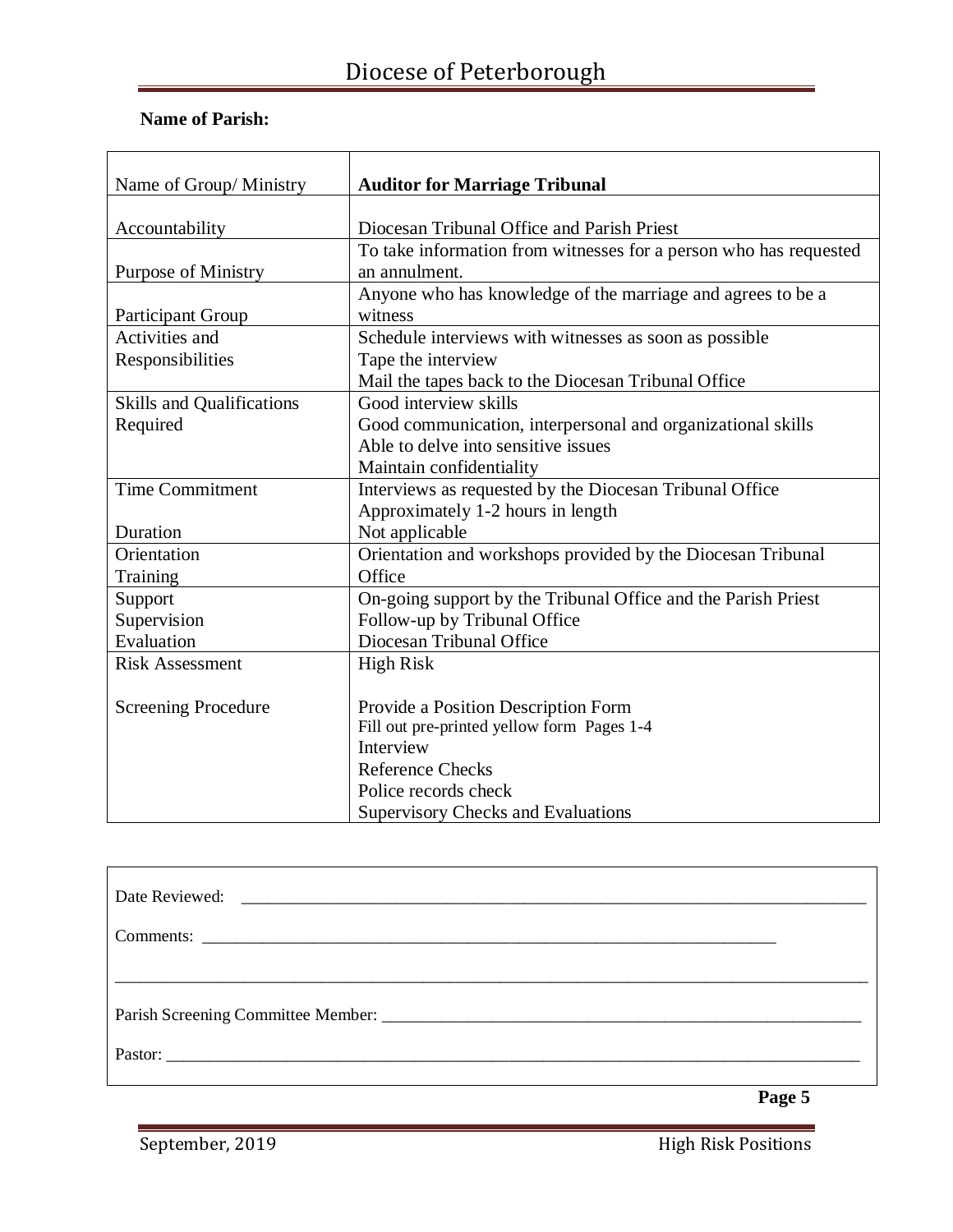**Name of Parish:**

| Name of Group/ Ministry | **Auditor for Marriage Tribunal** |
|---|---|
| Accountability | Diocesan Tribunal Office and Parish Priest |
| Purpose of Ministry | To take information from witnesses for a person who has requested an annulment. |
| Participant Group | Anyone who has knowledge of the marriage and agrees to be a witness |
| Activities and Responsibilities | Schedule interviews with witnesses as soon as possible<br>Tape the interview<br>Mail the tapes back to the Diocesan Tribunal Office |
| Skills and Qualifications Required | Good interview skills<br>Good communication, interpersonal and organizational skills<br>Able to delve into sensitive issues<br>Maintain confidentiality |
| Time Commitment<br><br>Duration | Interviews as requested by the Diocesan Tribunal Office<br>Approximately 1-2 hours in length<br>Not applicable |
| Orientation<br>Training | Orientation and workshops provided by the Diocesan Tribunal Office |
| Support<br>Supervision<br>Evaluation | On-going support by the Tribunal Office and the Parish Priest<br>Follow-up by Tribunal Office<br>Diocesan Tribunal Office |
| Risk Assessment<br><br>Screening Procedure | High Risk<br><br>Provide a Position Description Form<br>Fill out pre-printed yellow form Pages 1-4<br>Interview<br>Reference Checks<br>Police records check<br>Supervisory Checks and Evaluations |

Date Reviewed: ______________________________

Comments: ______________________________

______________________________

Parish Screening Committee Member: ______________________________

Pastor: ______________________________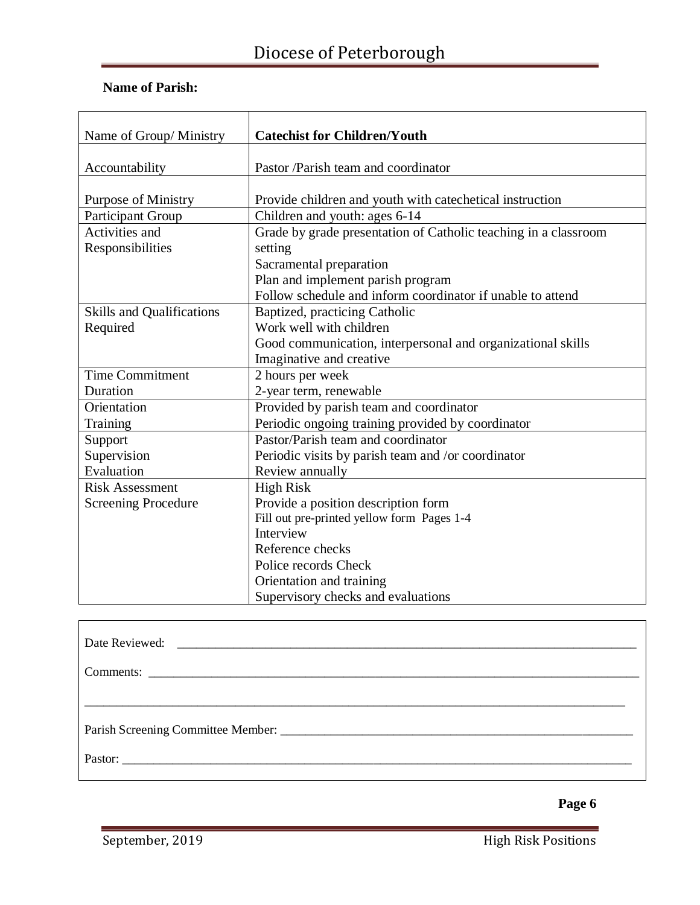**Name of Parish:**

| Name of Group/ Ministry | **Catechist for Children/Youth** |
|---|---|
| Accountability | Pastor /Parish team and coordinator |
| Purpose of Ministry | Provide children and youth with catechetical instruction |
| Participant Group | Children and youth: ages 6-14 |
| Activities and Responsibilities | Grade by grade presentation of Catholic teaching in a classroom setting<br>Sacramental preparation<br>Plan and implement parish program<br>Follow schedule and inform coordinator if unable to attend |
| Skills and Qualifications Required | Baptized, practicing Catholic<br>Work well with children<br>Good communication, interpersonal and organizational skills<br>Imaginative and creative |
| Time Commitment<br>Duration | 2 hours per week<br>2-year term, renewable |
| Orientation<br>Training | Provided by parish team and coordinator<br>Periodic ongoing training provided by coordinator |
| Support<br>Supervision<br>Evaluation | Pastor/Parish team and coordinator<br>Periodic visits by parish team and /or coordinator<br>Review annually |
| Risk Assessment<br>Screening Procedure | High Risk<br>Provide a position description form<br>Fill out pre-printed yellow form Pages 1-4<br>Interview<br>Reference checks<br>Police records Check<br>Orientation and training<br>Supervisory checks and evaluations |

Date Reviewed: ______________________________________________

Comments: ______________________________________________

______________________________________________

Parish Screening Committee Member: ______________________________________________

Pastor: ______________________________________________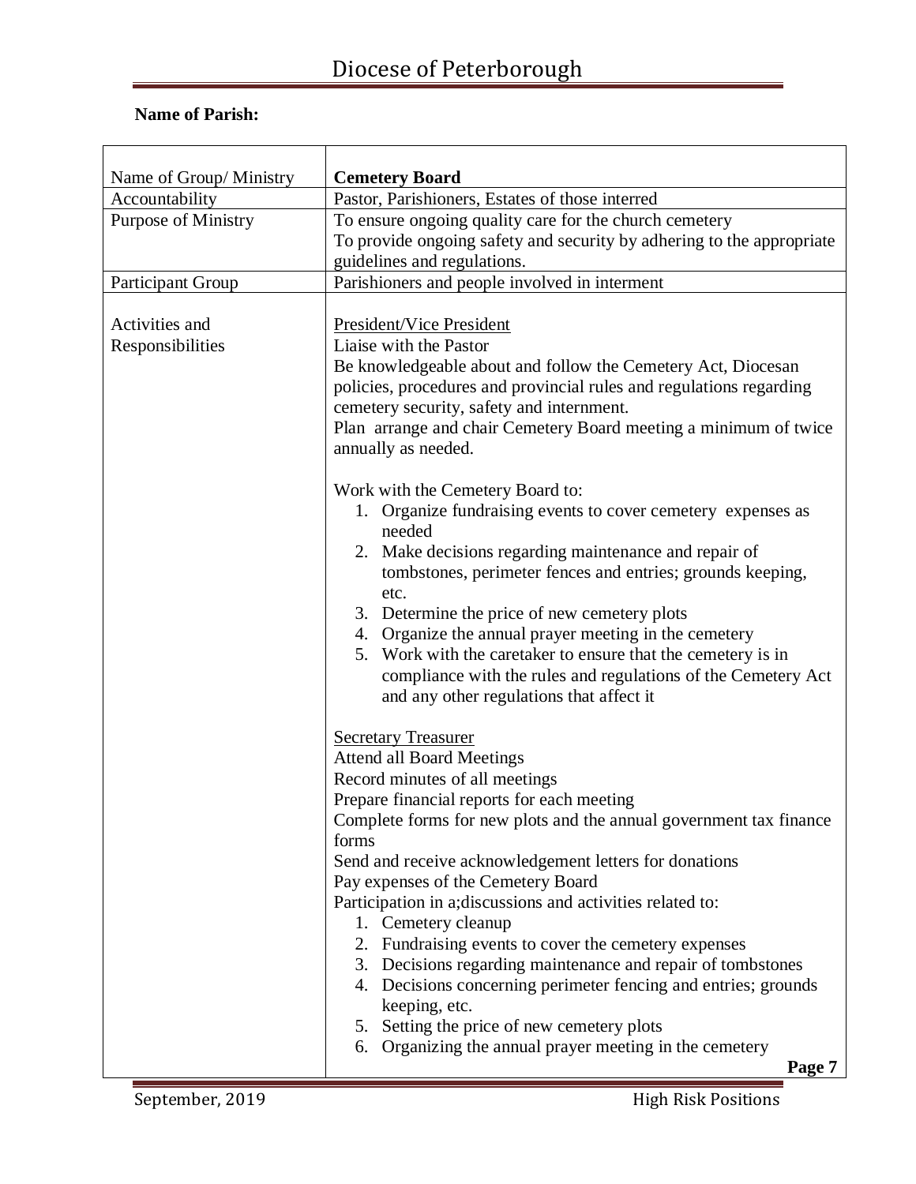**Name of Parish:**

| Name of Group/ Ministry | **Cemetery Board** |
|---|---|
| Accountability | Pastor, Parishioners, Estates of those interred |
| Purpose of Ministry | To ensure ongoing quality care for the church cemetery<br>To provide ongoing safety and security by adhering to the appropriate guidelines and regulations. |
| Participant Group | Parishioners and people involved in interment |
| Activities and Responsibilities | <u>President/Vice President</u><br>Liaise with the Pastor<br>Be knowledgeable about and follow the Cemetery Act, Diocesan policies, procedures and provincial rules and regulations regarding cemetery security, safety and internment.<br>Plan arrange and chair Cemetery Board meeting a minimum of twice annually as needed.<br><br>Work with the Cemetery Board to:<br>1. Organize fundraising events to cover cemetery expenses as needed<br>2. Make decisions regarding maintenance and repair of tombstones, perimeter fences and entries; grounds keeping, etc.<br>3. Determine the price of new cemetery plots<br>4. Organize the annual prayer meeting in the cemetery<br>5. Work with the caretaker to ensure that the cemetery is in compliance with the rules and regulations of the Cemetery Act and any other regulations that affect it<br><br><u>Secretary Treasurer</u><br>Attend all Board Meetings<br>Record minutes of all meetings<br>Prepare financial reports for each meeting<br>Complete forms for new plots and the annual government tax finance forms<br>Send and receive acknowledgement letters for donations<br>Pay expenses of the Cemetery Board<br>Participation in a;discussions and activities related to:<br>1. Cemetery cleanup<br>2. Fundraising events to cover the cemetery expenses<br>3. Decisions regarding maintenance and repair of tombstones<br>4. Decisions concerning perimeter fencing and entries; grounds keeping, etc.<br>5. Setting the price of new cemetery plots<br>6. Organizing the annual prayer meeting in the cemetery |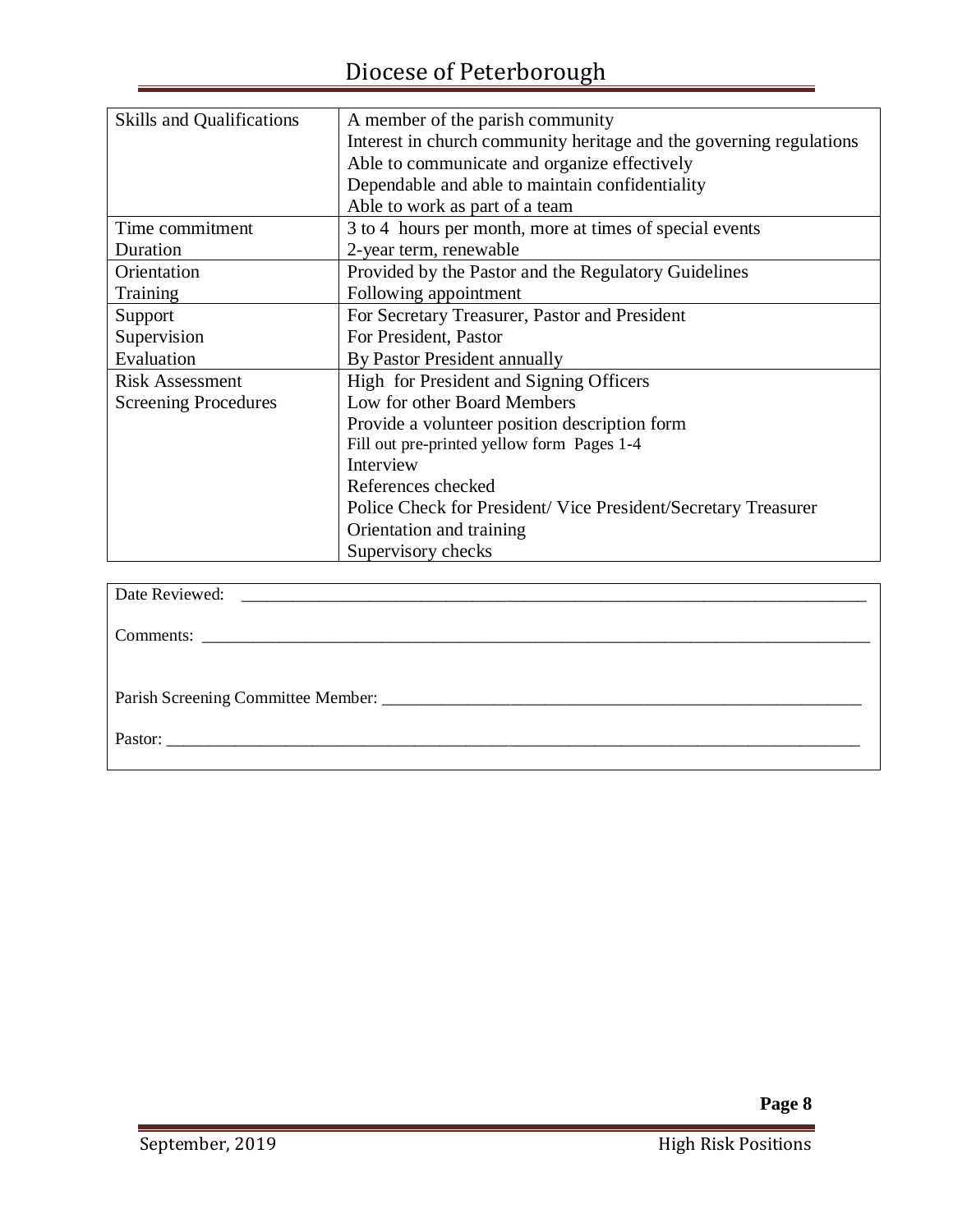| | |
|---|---|
| Skills and Qualifications | A member of the parish community<br>Interest in church community heritage and the governing regulations<br>Able to communicate and organize effectively<br>Dependable and able to maintain confidentiality<br>Able to work as part of a team |
| Time commitment<br>Duration | 3 to 4 hours per month, more at times of special events<br>2-year term, renewable |
| Orientation<br>Training | Provided by the Pastor and the Regulatory Guidelines<br>Following appointment |
| Support<br>Supervision<br>Evaluation | For Secretary Treasurer, Pastor and President<br>For President, Pastor<br>By Pastor President annually |
| Risk Assessment<br>Screening Procedures | High for President and Signing Officers<br>Low for other Board Members<br>Provide a volunteer position description form<br>Fill out pre-printed yellow form Pages 1-4<br>Interview<br>References checked<br>Police Check for President/ Vice President/Secretary Treasurer<br>Orientation and training<br>Supervisory checks |

Date Reviewed: ____________________________________________

Comments: ____________________________________________

Parish Screening Committee Member: ____________________________________________

Pastor: ____________________________________________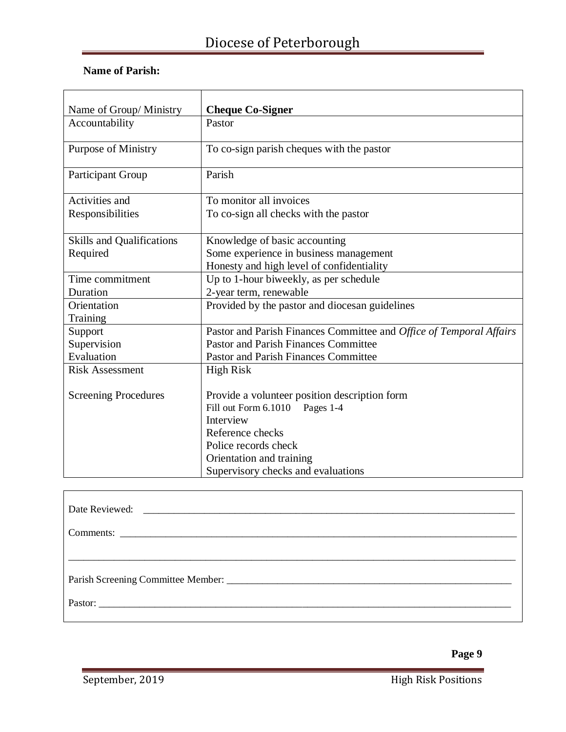**Name of Parish:**

| Name of Group/ Ministry | **Cheque Co-Signer** |
|---|---|
| Accountability | Pastor |
| Purpose of Ministry | To co-sign parish cheques with the pastor |
| Participant Group | Parish |
| Activities and Responsibilities | To monitor all invoices<br>To co-sign all checks with the pastor |
| Skills and Qualifications Required | Knowledge of basic accounting<br>Some experience in business management<br>Honesty and high level of confidentiality |
| Time commitment<br>Duration | Up to 1-hour biweekly, as per schedule<br>2-year term, renewable |
| Orientation<br>Training | Provided by the pastor and diocesan guidelines |
| Support<br>Supervision<br>Evaluation | Pastor and Parish Finances Committee and *Office of Temporal Affairs*<br>Pastor and Parish Finances Committee<br>Pastor and Parish Finances Committee |
| Risk Assessment<br><br>Screening Procedures | High Risk<br><br>Provide a volunteer position description form<br>Fill out Form 6.1010 Pages 1-4<br>Interview<br>Reference checks<br>Police records check<br>Orientation and training<br>Supervisory checks and evaluations |

Date Reviewed: ______________________________________________

Comments: ______________________________________________

______________________________________________

Parish Screening Committee Member: ______________________________________________

Pastor: ______________________________________________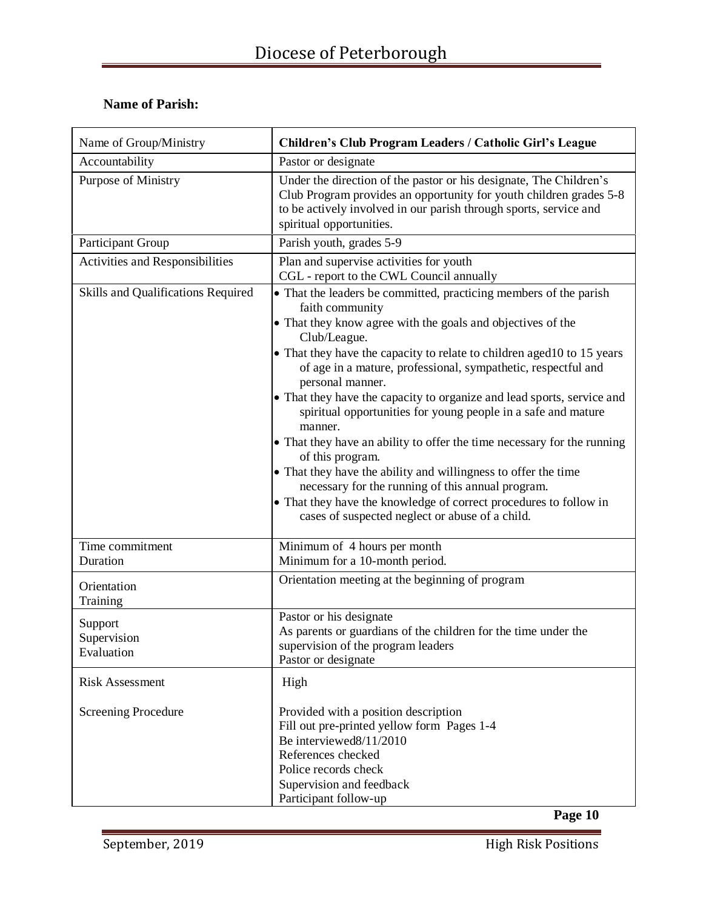# Diocese of Peterborough

**Name of Parish:**

| Name of Group/Ministry | **Children's Club Program Leaders / Catholic Girl's League** |
|---|---|
| Accountability | Pastor or designate |
| Purpose of Ministry | Under the direction of the pastor or his designate, The Children's Club Program provides an opportunity for youth children grades 5-8 to be actively involved in our parish through sports, service and spiritual opportunities. |
| Participant Group | Parish youth, grades 5-9 |
| Activities and Responsibilities | Plan and supervise activities for youth<br>CGL - report to the CWL Council annually |
| Skills and Qualifications Required | • That the leaders be committed, practicing members of the parish faith community<br>• That they know agree with the goals and objectives of the Club/League.<br>• That they have the capacity to relate to children aged10 to 15 years of age in a mature, professional, sympathetic, respectful and personal manner.<br>• That they have the capacity to organize and lead sports, service and spiritual opportunities for young people in a safe and mature manner.<br>• That they have an ability to offer the time necessary for the running of this program.<br>• That they have the ability and willingness to offer the time necessary for the running of this annual program.<br>• That they have the knowledge of correct procedures to follow in cases of suspected neglect or abuse of a child. |
| Time commitment<br>Duration | Minimum of 4 hours per month<br>Minimum for a 10-month period. |
| Orientation<br>Training | Orientation meeting at the beginning of program |
| Support<br>Supervision<br>Evaluation | Pastor or his designate<br>As parents or guardians of the children for the time under the supervision of the program leaders<br>Pastor or designate |
| Risk Assessment<br><br>Screening Procedure | High<br><br>Provided with a position description<br>Fill out pre-printed yellow form Pages 1-4<br>Be interviewed8/11/2010<br>References checked<br>Police records check<br>Supervision and feedback<br>Participant follow-up |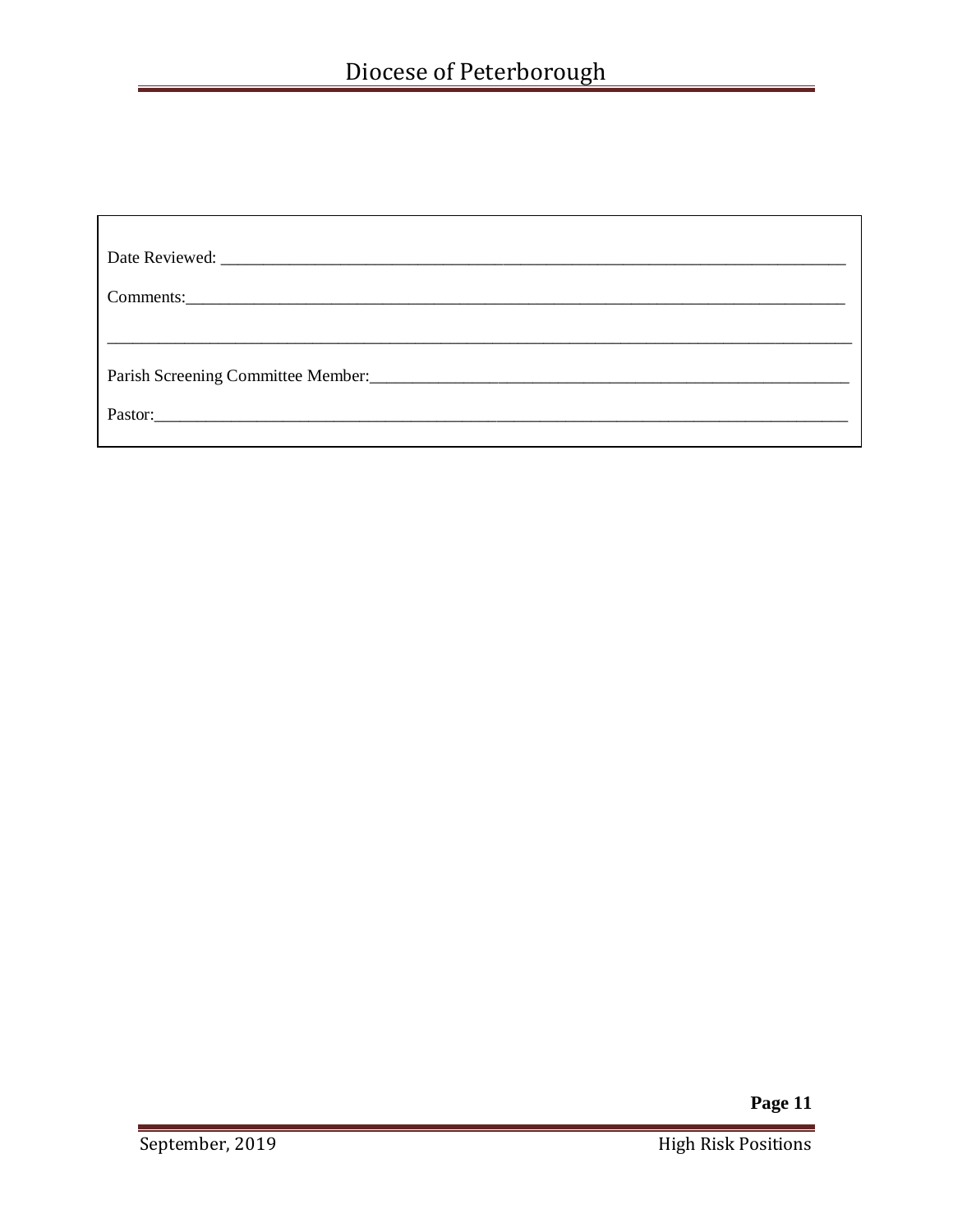Date Reviewed: ________________________________________________________________________

Comments:____________________________________________________________________________

_____________________________________________________________________________________

Parish Screening Committee Member:______________________________________________________

Pastor:________________________________________________________________________________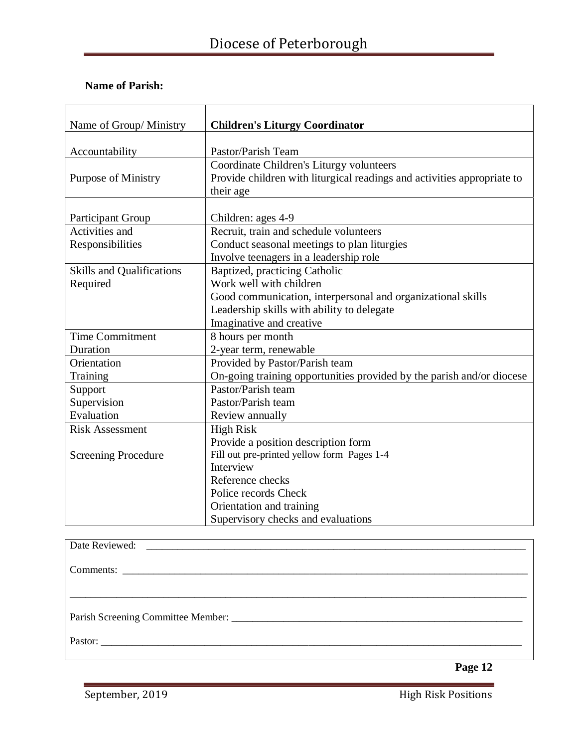**Name of Parish:**

| Name of Group/ Ministry | **Children's Liturgy Coordinator** |
|---|---|
| Accountability | Pastor/Parish Team |
| Purpose of Ministry | Coordinate Children's Liturgy volunteers<br>Provide children with liturgical readings and activities appropriate to their age |
| Participant Group | Children: ages 4-9 |
| Activities and Responsibilities | Recruit, train and schedule volunteers<br>Conduct seasonal meetings to plan liturgies<br>Involve teenagers in a leadership role |
| Skills and Qualifications Required | Baptized, practicing Catholic<br>Work well with children<br>Good communication, interpersonal and organizational skills<br>Leadership skills with ability to delegate<br>Imaginative and creative |
| Time Commitment<br>Duration | 8 hours per month<br>2-year term, renewable |
| Orientation<br>Training | Provided by Pastor/Parish team<br>On-going training opportunities provided by the parish and/or diocese |
| Support<br>Supervision<br>Evaluation | Pastor/Parish team<br>Pastor/Parish team<br>Review annually |
| Risk Assessment<br><br>Screening Procedure | High Risk<br>Provide a position description form<br>Fill out pre-printed yellow form Pages 1-4<br>Interview<br>Reference checks<br>Police records Check<br>Orientation and training<br>Supervisory checks and evaluations |

Date Reviewed: ___________________________________________

Comments: ___________________________________________

___________________________________________

Parish Screening Committee Member: ___________________________________________

Pastor: ___________________________________________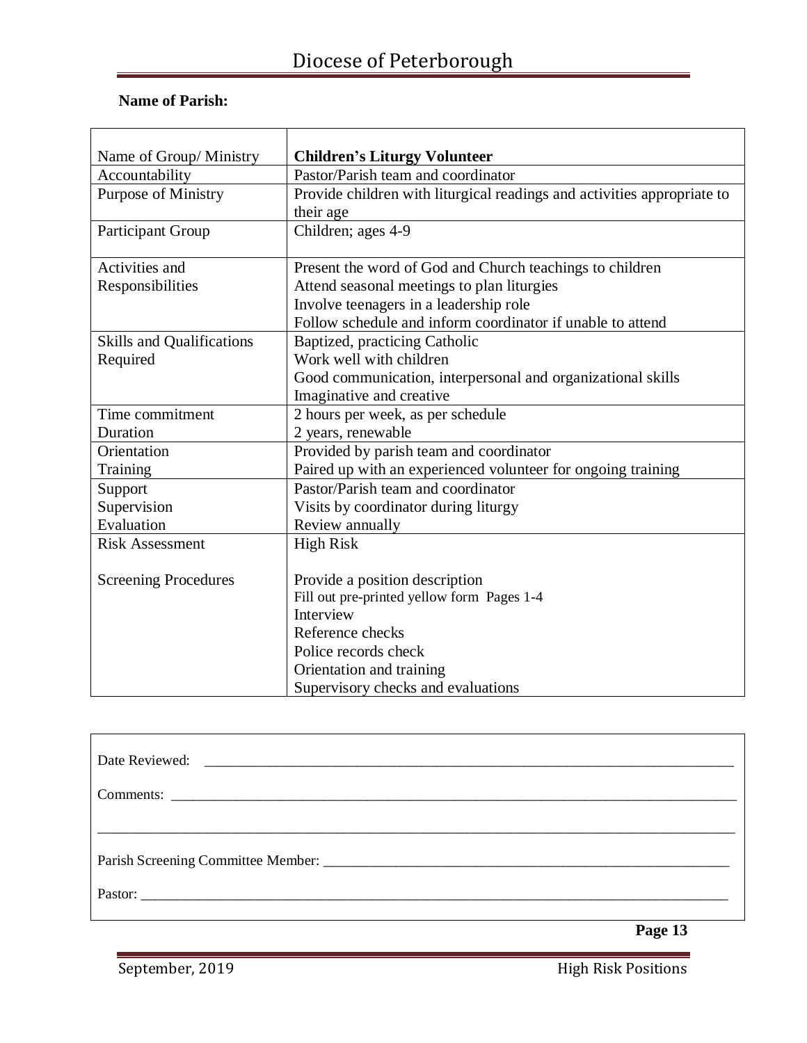**Name of Parish:**

| Name of Group/ Ministry | **Children's Liturgy Volunteer** |
|---|---|
| Accountability | Pastor/Parish team and coordinator |
| Purpose of Ministry | Provide children with liturgical readings and activities appropriate to their age |
| Participant Group | Children; ages 4-9 |
| Activities and Responsibilities | Present the word of God and Church teachings to children<br>Attend seasonal meetings to plan liturgies<br>Involve teenagers in a leadership role<br>Follow schedule and inform coordinator if unable to attend |
| Skills and Qualifications Required | Baptized, practicing Catholic<br>Work well with children<br>Good communication, interpersonal and organizational skills<br>Imaginative and creative |
| Time commitment<br>Duration | 2 hours per week, as per schedule<br>2 years, renewable |
| Orientation<br>Training | Provided by parish team and coordinator<br>Paired up with an experienced volunteer for ongoing training |
| Support<br>Supervision<br>Evaluation | Pastor/Parish team and coordinator<br>Visits by coordinator during liturgy<br>Review annually |
| Risk Assessment<br><br>Screening Procedures | High Risk<br><br>Provide a position description<br>Fill out pre-printed yellow form Pages 1-4<br>Interview<br>Reference checks<br>Police records check<br>Orientation and training<br>Supervisory checks and evaluations |

Date Reviewed: ______________________________________________________________________

Comments: __________________________________________________________________________

____________________________________________________________________________________

Parish Screening Committee Member: ____________________________________________________

Pastor: _____________________________________________________________________________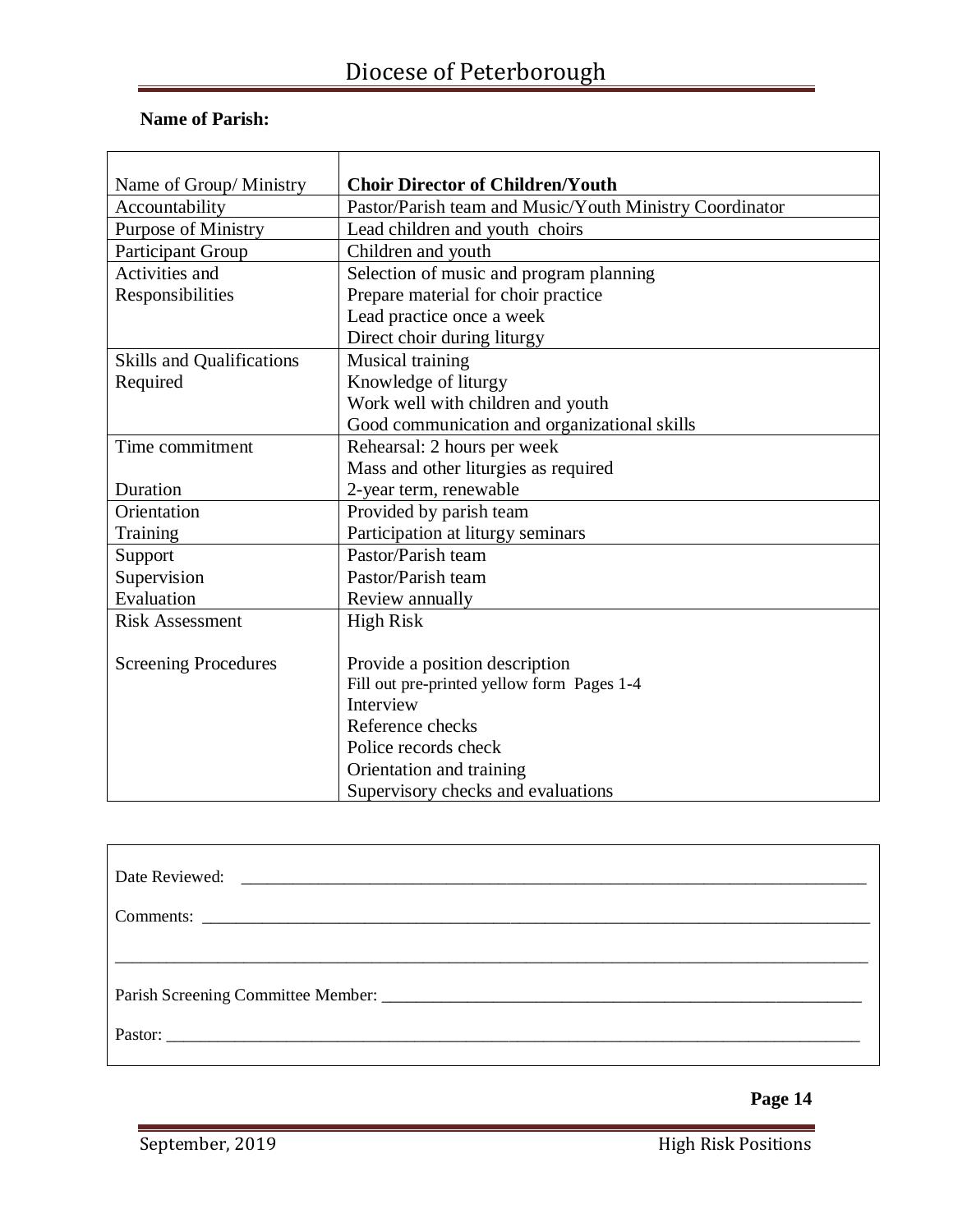**Name of Parish:**

| Name of Group/ Ministry | **Choir Director of Children/Youth** |
|---|---|
| Accountability | Pastor/Parish team and Music/Youth Ministry Coordinator |
| Purpose of Ministry | Lead children and youth choirs |
| Participant Group | Children and youth |
| Activities and Responsibilities | Selection of music and program planning<br>Prepare material for choir practice<br>Lead practice once a week<br>Direct choir during liturgy |
| Skills and Qualifications Required | Musical training<br>Knowledge of liturgy<br>Work well with children and youth<br>Good communication and organizational skills |
| Time commitment<br><br>Duration | Rehearsal: 2 hours per week<br>Mass and other liturgies as required<br>2-year term, renewable |
| Orientation<br>Training | Provided by parish team<br>Participation at liturgy seminars |
| Support<br>Supervision<br>Evaluation | Pastor/Parish team<br>Pastor/Parish team<br>Review annually |
| Risk Assessment<br><br>Screening Procedures | High Risk<br><br>Provide a position description<br>Fill out pre-printed yellow form Pages 1-4<br>Interview<br>Reference checks<br>Police records check<br>Orientation and training<br>Supervisory checks and evaluations |

Date Reviewed: ______________________________________________

Comments: ______________________________________________

______________________________________________

Parish Screening Committee Member: ______________________________________________

Pastor: ______________________________________________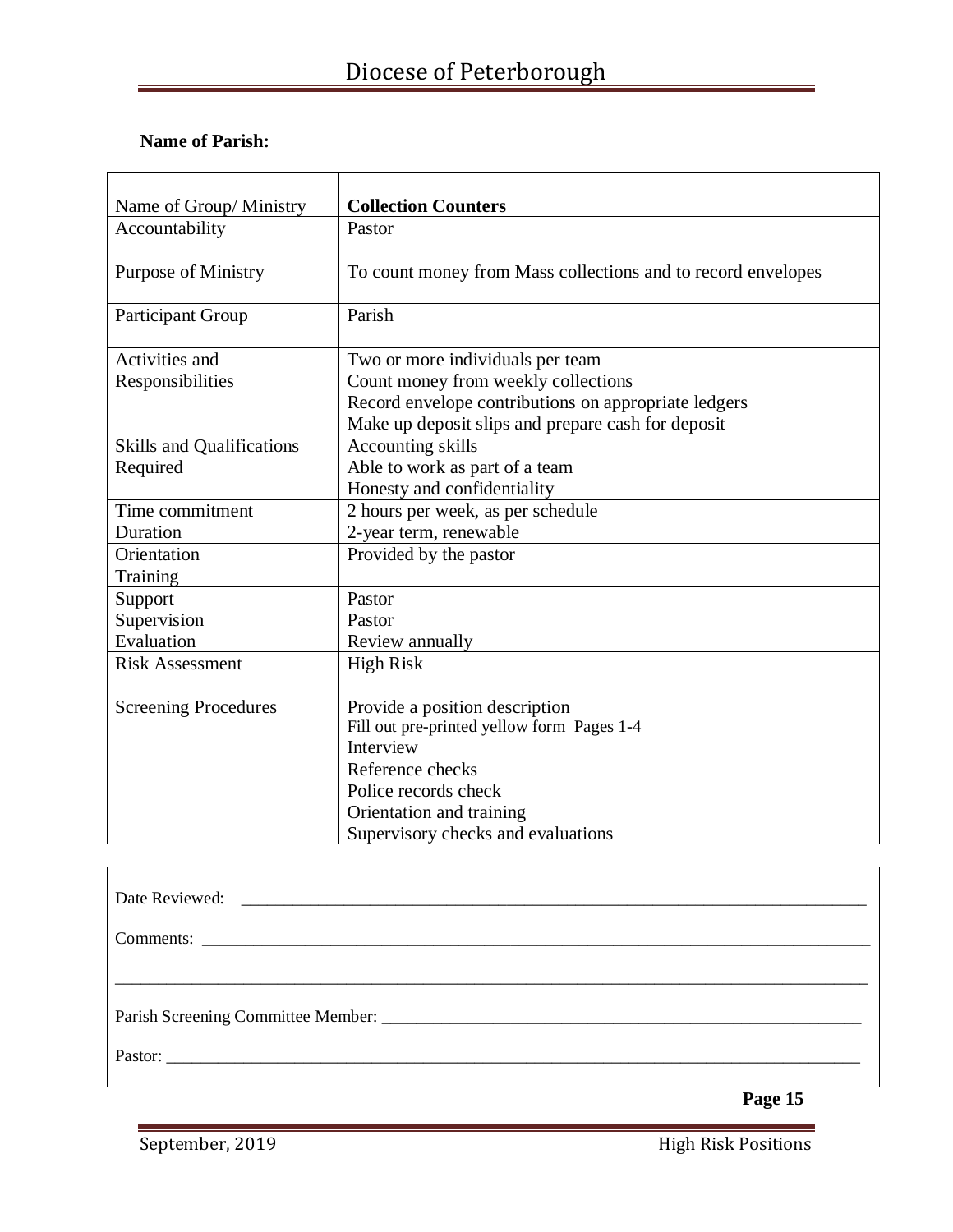**Name of Parish:**

| Name of Group/ Ministry | **Collection Counters** |
|---|---|
| Accountability | Pastor |
| Purpose of Ministry | To count money from Mass collections and to record envelopes |
| Participant Group | Parish |
| Activities and Responsibilities | Two or more individuals per team<br>Count money from weekly collections<br>Record envelope contributions on appropriate ledgers<br>Make up deposit slips and prepare cash for deposit |
| Skills and Qualifications Required | Accounting skills<br>Able to work as part of a team<br>Honesty and confidentiality |
| Time commitment<br>Duration | 2 hours per week, as per schedule<br>2-year term, renewable |
| Orientation<br>Training | Provided by the pastor |
| Support<br>Supervision<br>Evaluation | Pastor<br>Pastor<br>Review annually |
| Risk Assessment<br><br>Screening Procedures | High Risk<br><br>Provide a position description<br>Fill out pre-printed yellow form Pages 1-4<br>Interview<br>Reference checks<br>Police records check<br>Orientation and training<br>Supervisory checks and evaluations |

Date Reviewed: ______________________________

Comments: ______________________________

______________________________

Parish Screening Committee Member: ______________________________

Pastor: ______________________________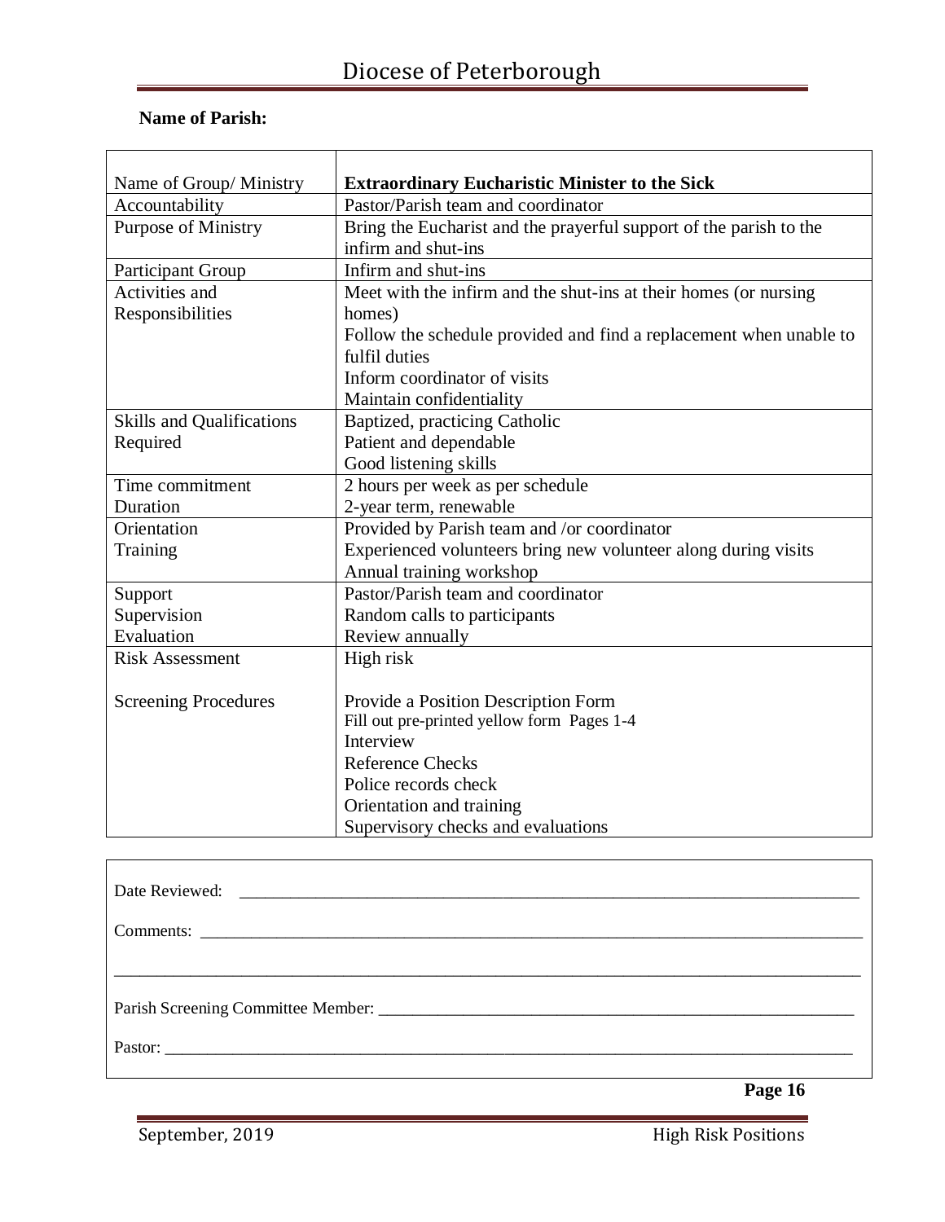**Name of Parish:**

| Name of Group/ Ministry | **Extraordinary Eucharistic Minister to the Sick** |
|---|---|
| Accountability | Pastor/Parish team and coordinator |
| Purpose of Ministry | Bring the Eucharist and the prayerful support of the parish to the infirm and shut-ins |
| Participant Group | Infirm and shut-ins |
| Activities and Responsibilities | Meet with the infirm and the shut-ins at their homes (or nursing homes)<br>Follow the schedule provided and find a replacement when unable to fulfil duties<br>Inform coordinator of visits<br>Maintain confidentiality |
| Skills and Qualifications Required | Baptized, practicing Catholic<br>Patient and dependable<br>Good listening skills |
| Time commitment<br>Duration | 2 hours per week as per schedule<br>2-year term, renewable |
| Orientation<br>Training | Provided by Parish team and /or coordinator<br>Experienced volunteers bring new volunteer along during visits<br>Annual training workshop |
| Support<br>Supervision<br>Evaluation | Pastor/Parish team and coordinator<br>Random calls to participants<br>Review annually |
| Risk Assessment<br><br>Screening Procedures | High risk<br><br>Provide a Position Description Form<br>Fill out pre-printed yellow form Pages 1-4<br>Interview<br>Reference Checks<br>Police records check<br>Orientation and training<br>Supervisory checks and evaluations |

Date Reviewed: ______________________________________________

Comments: ______________________________________________

______________________________________________

Parish Screening Committee Member: ______________________________________________

Pastor: ______________________________________________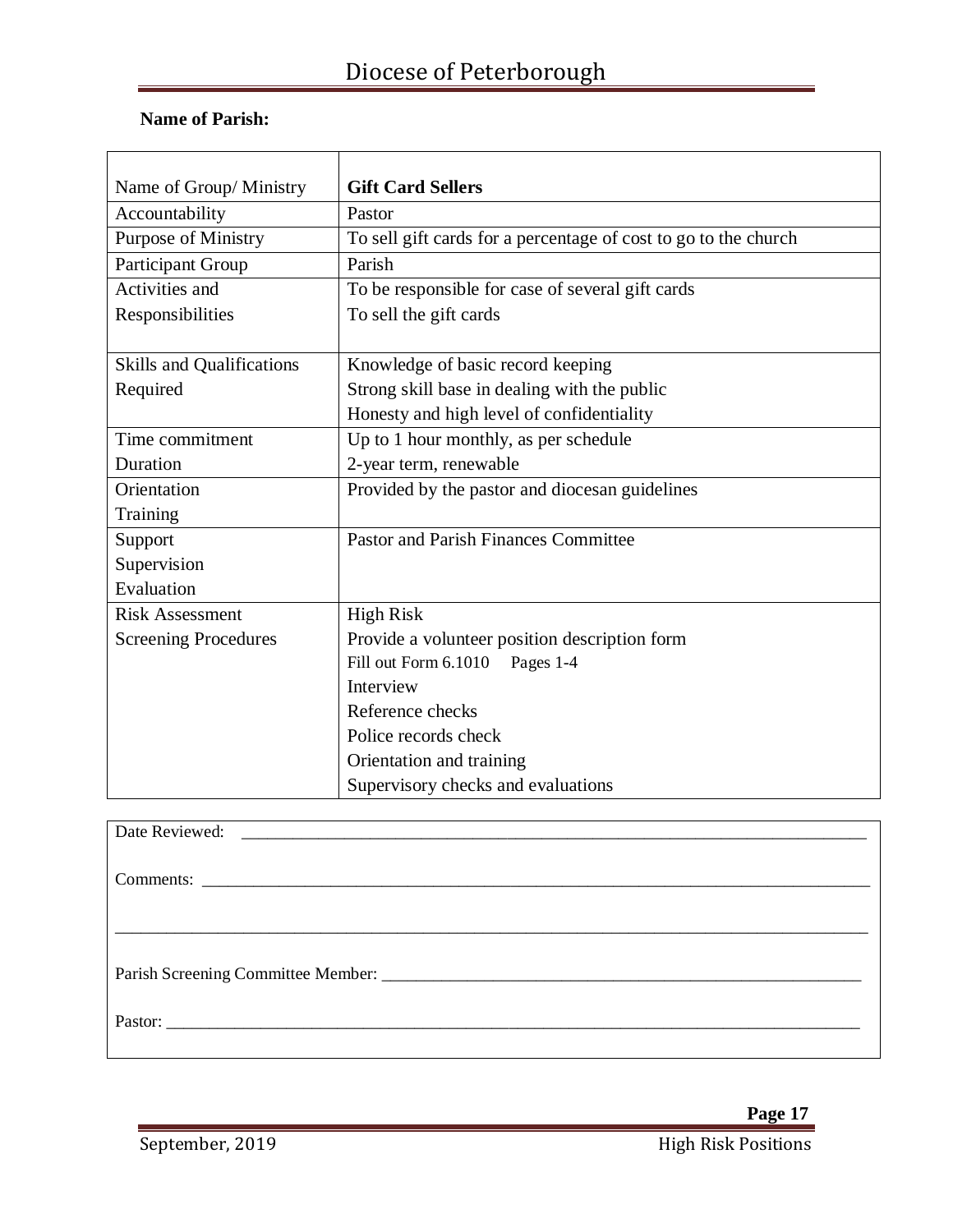**Name of Parish:**

| Name of Group/ Ministry | **Gift Card Sellers** |
|---|---|
| Accountability | Pastor |
| Purpose of Ministry | To sell gift cards for a percentage of cost to go to the church |
| Participant Group | Parish |
| Activities and Responsibilities | To be responsible for case of several gift cards<br>To sell the gift cards |
| Skills and Qualifications Required | Knowledge of basic record keeping<br>Strong skill base in dealing with the public<br>Honesty and high level of confidentiality |
| Time commitment<br>Duration | Up to 1 hour monthly, as per schedule<br>2-year term, renewable |
| Orientation<br>Training | Provided by the pastor and diocesan guidelines |
| Support<br>Supervision<br>Evaluation | Pastor and Parish Finances Committee |
| Risk Assessment<br>Screening Procedures | High Risk<br>Provide a volunteer position description form<br>Fill out Form 6.1010 Pages 1-4<br>Interview<br>Reference checks<br>Police records check<br>Orientation and training<br>Supervisory checks and evaluations |

Date Reviewed: \_\_\_\_\_\_\_\_\_\_\_\_\_\_\_\_\_\_\_\_\_\_\_\_\_\_\_\_\_\_\_\_\_\_\_\_\_\_\_\_

Comments: \_\_\_\_\_\_\_\_\_\_\_\_\_\_\_\_\_\_\_\_\_\_\_\_\_\_\_\_\_\_\_\_\_\_\_\_\_\_\_\_

\_\_\_\_\_\_\_\_\_\_\_\_\_\_\_\_\_\_\_\_\_\_\_\_\_\_\_\_\_\_\_\_\_\_\_\_\_\_\_\_\_\_\_\_\_\_\_\_\_\_

Parish Screening Committee Member: \_\_\_\_\_\_\_\_\_\_\_\_\_\_\_\_\_\_\_\_\_\_\_\_\_\_\_\_\_\_

Pastor: \_\_\_\_\_\_\_\_\_\_\_\_\_\_\_\_\_\_\_\_\_\_\_\_\_\_\_\_\_\_\_\_\_\_\_\_\_\_\_\_\_\_\_\_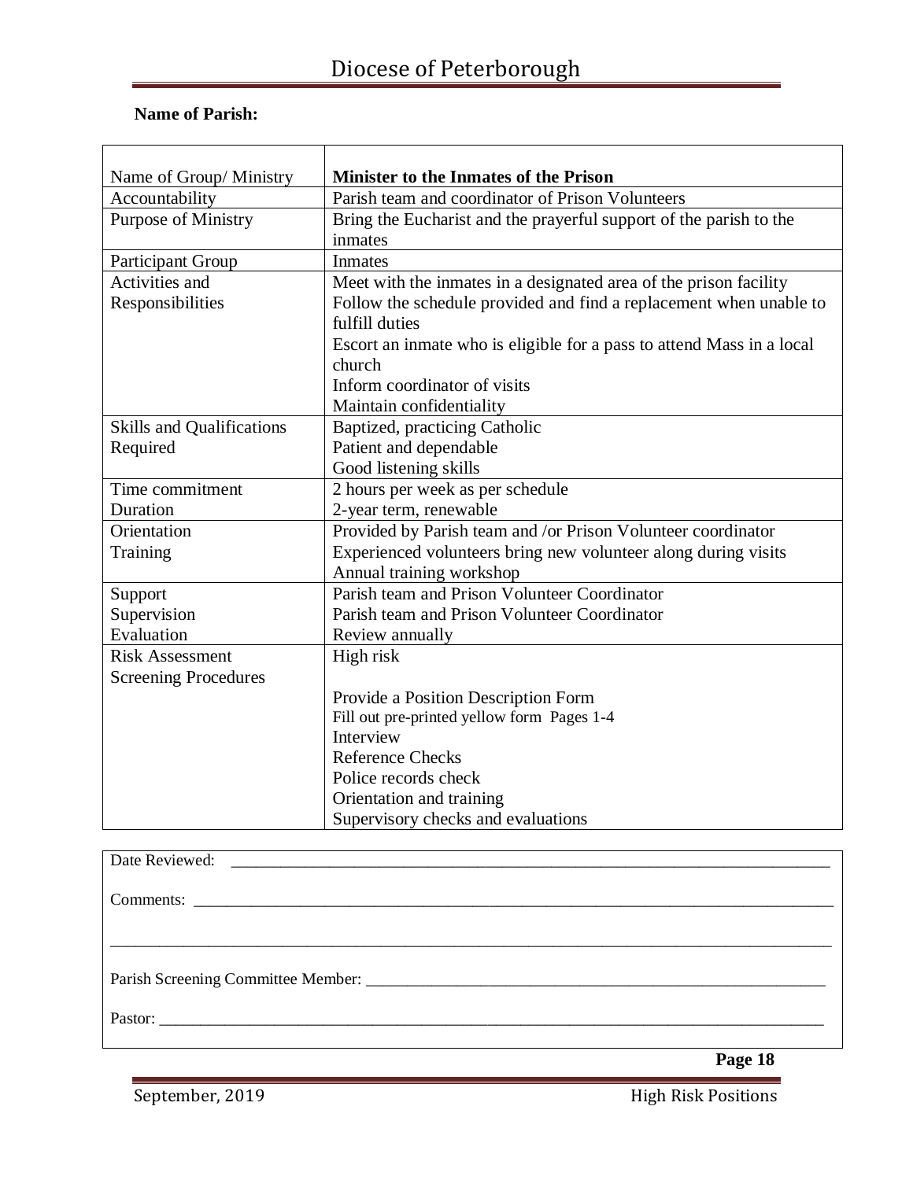# Diocese of Peterborough

**Name of Parish:**

| | |
|---|---|
| Name of Group/ Ministry | **Minister to the Inmates of the Prison** |
| Accountability | Parish team and coordinator of Prison Volunteers |
| Purpose of Ministry | Bring the Eucharist and the prayerful support of the parish to the inmates |
| Participant Group | Inmates |
| Activities and Responsibilities | Meet with the inmates in a designated area of the prison facility<br>Follow the schedule provided and find a replacement when unable to fulfill duties<br>Escort an inmate who is eligible for a pass to attend Mass in a local church<br>Inform coordinator of visits<br>Maintain confidentiality |
| Skills and Qualifications Required | Baptized, practicing Catholic<br>Patient and dependable<br>Good listening skills |
| Time commitment<br>Duration | 2 hours per week as per schedule<br>2-year term, renewable |
| Orientation<br>Training | Provided by Parish team and /or Prison Volunteer coordinator<br>Experienced volunteers bring new volunteer along during visits<br>Annual training workshop |
| Support<br>Supervision<br>Evaluation | Parish team and Prison Volunteer Coordinator<br>Parish team and Prison Volunteer Coordinator<br>Review annually |
| Risk Assessment<br>Screening Procedures | High risk<br><br>Provide a Position Description Form<br>Fill out pre-printed yellow form Pages 1-4<br>Interview<br>Reference Checks<br>Police records check<br>Orientation and training<br>Supervisory checks and evaluations |

Date Reviewed: ____________________________________________

Comments: ____________________________________________

____________________________________________

Parish Screening Committee Member: ____________________________________________

Pastor: ____________________________________________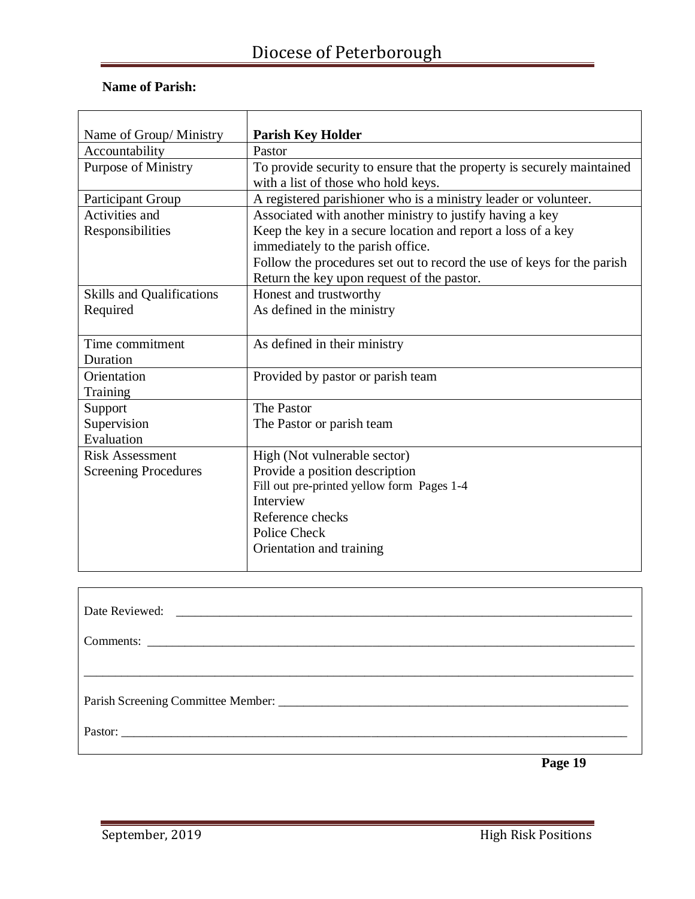**Name of Parish:**

| Name of Group/ Ministry | **Parish Key Holder** |
|---|---|
| Accountability | Pastor |
| Purpose of Ministry | To provide security to ensure that the property is securely maintained with a list of those who hold keys. |
| Participant Group | A registered parishioner who is a ministry leader or volunteer. |
| Activities and Responsibilities | Associated with another ministry to justify having a key<br>Keep the key in a secure location and report a loss of a key immediately to the parish office.<br>Follow the procedures set out to record the use of keys for the parish<br>Return the key upon request of the pastor. |
| Skills and Qualifications Required | Honest and trustworthy<br>As defined in the ministry |
| Time commitment<br>Duration | As defined in their ministry |
| Orientation<br>Training | Provided by pastor or parish team |
| Support<br>Supervision<br>Evaluation | The Pastor<br>The Pastor or parish team |
| Risk Assessment<br>Screening Procedures | High (Not vulnerable sector)<br>Provide a position description<br>Fill out pre-printed yellow form Pages 1-4<br>Interview<br>Reference checks<br>Police Check<br>Orientation and training |

Date Reviewed: ______________________________________________

Comments: ______________________________________________

______________________________________________

Parish Screening Committee Member: ______________________________________________

Pastor: ______________________________________________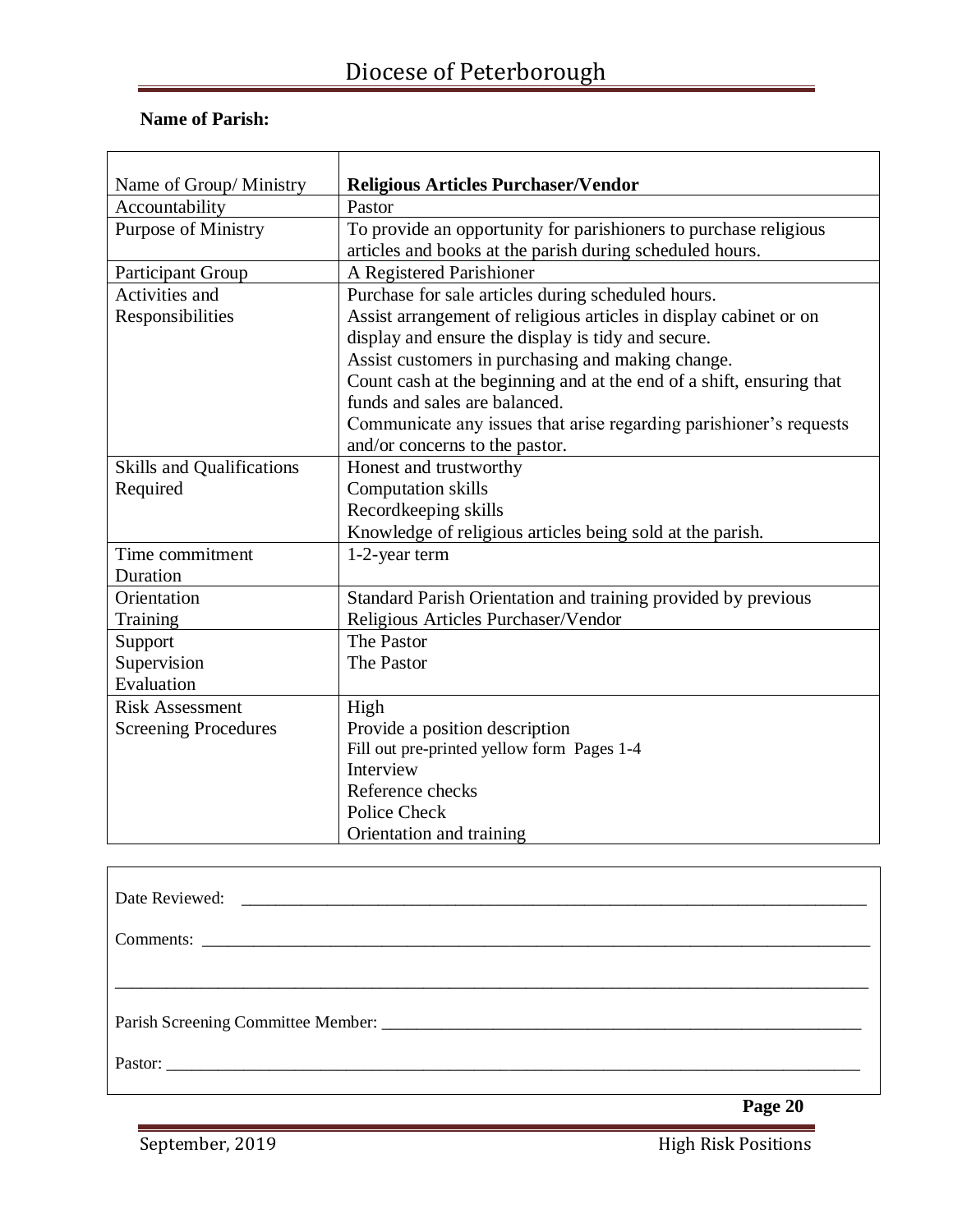**Name of Parish:**

| Name of Group/ Ministry | **Religious Articles Purchaser/Vendor** |
|---|---|
| Accountability | Pastor |
| Purpose of Ministry | To provide an opportunity for parishioners to purchase religious articles and books at the parish during scheduled hours. |
| Participant Group | A Registered Parishioner |
| Activities and Responsibilities | Purchase for sale articles during scheduled hours.<br>Assist arrangement of religious articles in display cabinet or on display and ensure the display is tidy and secure.<br>Assist customers in purchasing and making change.<br>Count cash at the beginning and at the end of a shift, ensuring that funds and sales are balanced.<br>Communicate any issues that arise regarding parishioner's requests and/or concerns to the pastor. |
| Skills and Qualifications Required | Honest and trustworthy<br>Computation skills<br>Recordkeeping skills<br>Knowledge of religious articles being sold at the parish. |
| Time commitment<br>Duration | 1-2-year term |
| Orientation<br>Training | Standard Parish Orientation and training provided by previous Religious Articles Purchaser/Vendor |
| Support<br>Supervision<br>Evaluation | The Pastor<br>The Pastor |
| Risk Assessment<br>Screening Procedures | High<br>Provide a position description<br>Fill out pre-printed yellow form Pages 1-4<br>Interview<br>Reference checks<br>Police Check<br>Orientation and training |

Date Reviewed: ___________________________________________________________________________

Comments: _______________________________________________________________________________

_________________________________________________________________________________________

Parish Screening Committee Member: ___________________________________________________________

Pastor: ___________________________________________________________________________________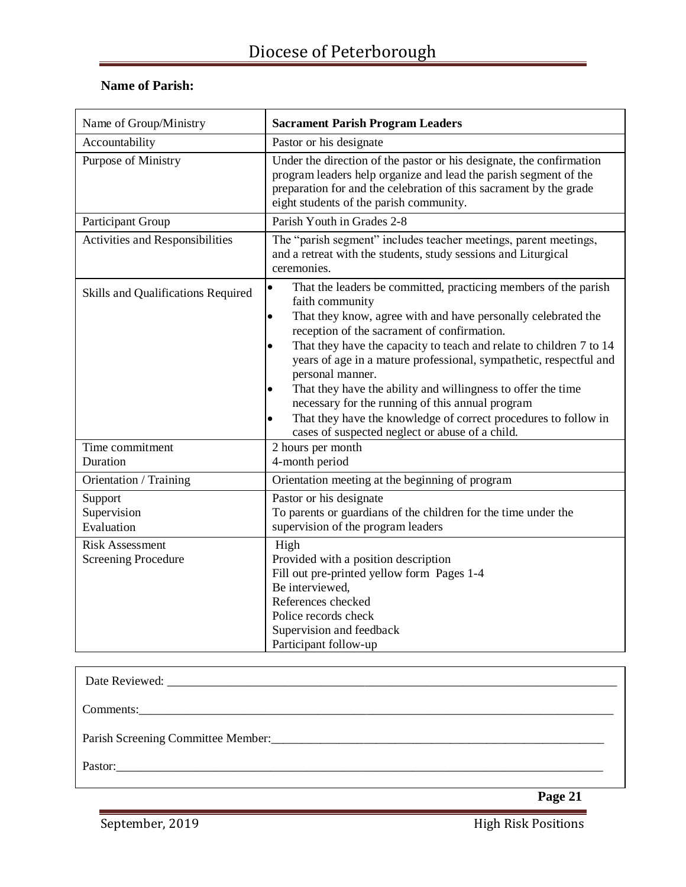**Name of Parish:**

| Name of Group/Ministry | **Sacrament Parish Program Leaders** |
|---|---|
| Accountability | Pastor or his designate |
| Purpose of Ministry | Under the direction of the pastor or his designate, the confirmation program leaders help organize and lead the parish segment of the preparation for and the celebration of this sacrament by the grade eight students of the parish community. |
| Participant Group | Parish Youth in Grades 2-8 |
| Activities and Responsibilities | The "parish segment" includes teacher meetings, parent meetings, and a retreat with the students, study sessions and Liturgical ceremonies. |
| Skills and Qualifications Required | • That the leaders be committed, practicing members of the parish faith community<br>• That they know, agree with and have personally celebrated the reception of the sacrament of confirmation.<br>• That they have the capacity to teach and relate to children 7 to 14 years of age in a mature professional, sympathetic, respectful and personal manner.<br>• That they have the ability and willingness to offer the time necessary for the running of this annual program<br>• That they have the knowledge of correct procedures to follow in cases of suspected neglect or abuse of a child. |
| Time commitment<br>Duration | 2 hours per month<br>4-month period |
| Orientation / Training | Orientation meeting at the beginning of program |
| Support<br>Supervision<br>Evaluation | Pastor or his designate<br>To parents or guardians of the children for the time under the supervision of the program leaders |
| Risk Assessment<br>Screening Procedure | High<br>Provided with a position description<br>Fill out pre-printed yellow form Pages 1-4<br>Be interviewed,<br>References checked<br>Police records check<br>Supervision and feedback<br>Participant follow-up |

Date Reviewed: ____________________

Comments: ____________________

Parish Screening Committee Member: ____________________

Pastor: ____________________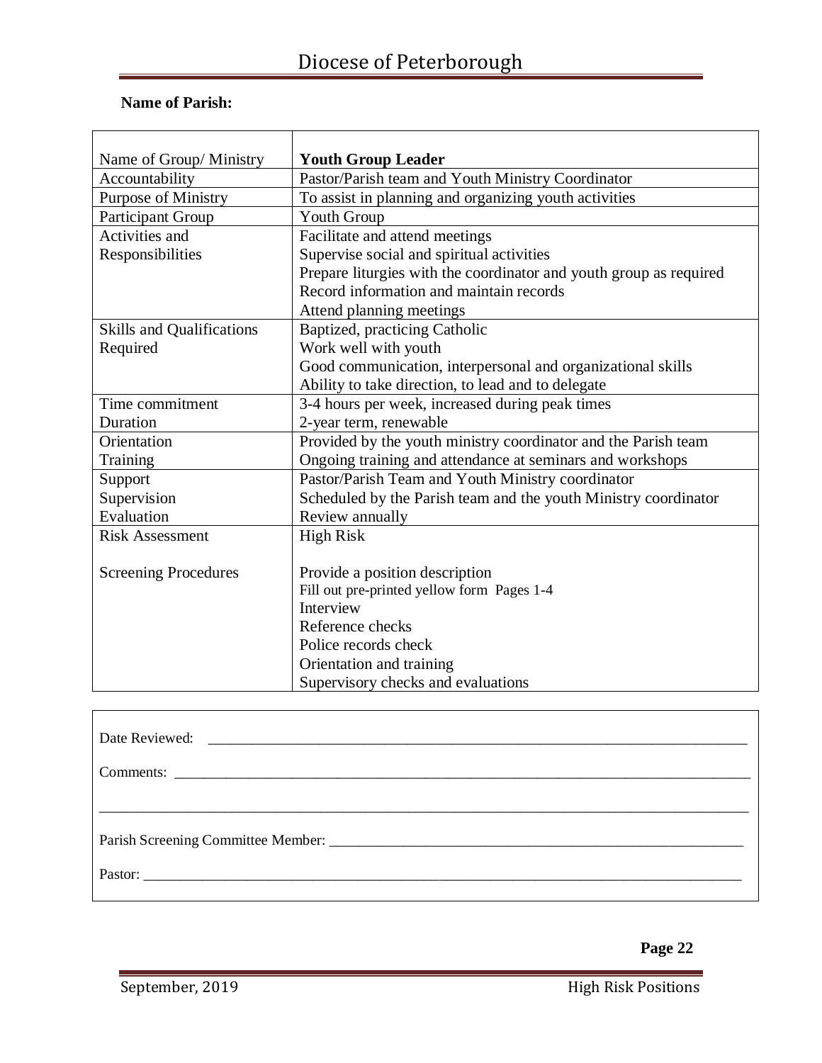**Name of Parish:**

| Name of Group/ Ministry | **Youth Group Leader** |
|---|---|
| Accountability | Pastor/Parish team and Youth Ministry Coordinator |
| Purpose of Ministry | To assist in planning and organizing youth activities |
| Participant Group | Youth Group |
| Activities and Responsibilities | Facilitate and attend meetings<br>Supervise social and spiritual activities<br>Prepare liturgies with the coordinator and youth group as required<br>Record information and maintain records<br>Attend planning meetings |
| Skills and Qualifications Required | Baptized, practicing Catholic<br>Work well with youth<br>Good communication, interpersonal and organizational skills<br>Ability to take direction, to lead and to delegate |
| Time commitment<br>Duration | 3-4 hours per week, increased during peak times<br>2-year term, renewable |
| Orientation<br>Training | Provided by the youth ministry coordinator and the Parish team<br>Ongoing training and attendance at seminars and workshops |
| Support<br>Supervision<br>Evaluation | Pastor/Parish Team and Youth Ministry coordinator<br>Scheduled by the Parish team and the youth Ministry coordinator<br>Review annually |
| Risk Assessment<br><br>Screening Procedures | High Risk<br><br>Provide a position description<br>Fill out pre-printed yellow form Pages 1-4<br>Interview<br>Reference checks<br>Police records check<br>Orientation and training<br>Supervisory checks and evaluations |

Date Reviewed: \_\_\_\_\_\_\_\_\_\_\_\_\_\_\_\_\_\_\_\_\_\_\_\_\_\_\_\_\_\_\_\_\_\_\_\_\_\_\_\_

Comments: \_\_\_\_\_\_\_\_\_\_\_\_\_\_\_\_\_\_\_\_\_\_\_\_\_\_\_\_\_\_\_\_\_\_\_\_\_\_\_\_

\_\_\_\_\_\_\_\_\_\_\_\_\_\_\_\_\_\_\_\_\_\_\_\_\_\_\_\_\_\_\_\_\_\_\_\_\_\_\_\_\_\_\_\_\_\_\_\_

Parish Screening Committee Member: \_\_\_\_\_\_\_\_\_\_\_\_\_\_\_\_\_\_\_\_\_\_\_\_\_\_\_\_\_\_\_\_

Pastor: \_\_\_\_\_\_\_\_\_\_\_\_\_\_\_\_\_\_\_\_\_\_\_\_\_\_\_\_\_\_\_\_\_\_\_\_\_\_\_\_\_\_\_\_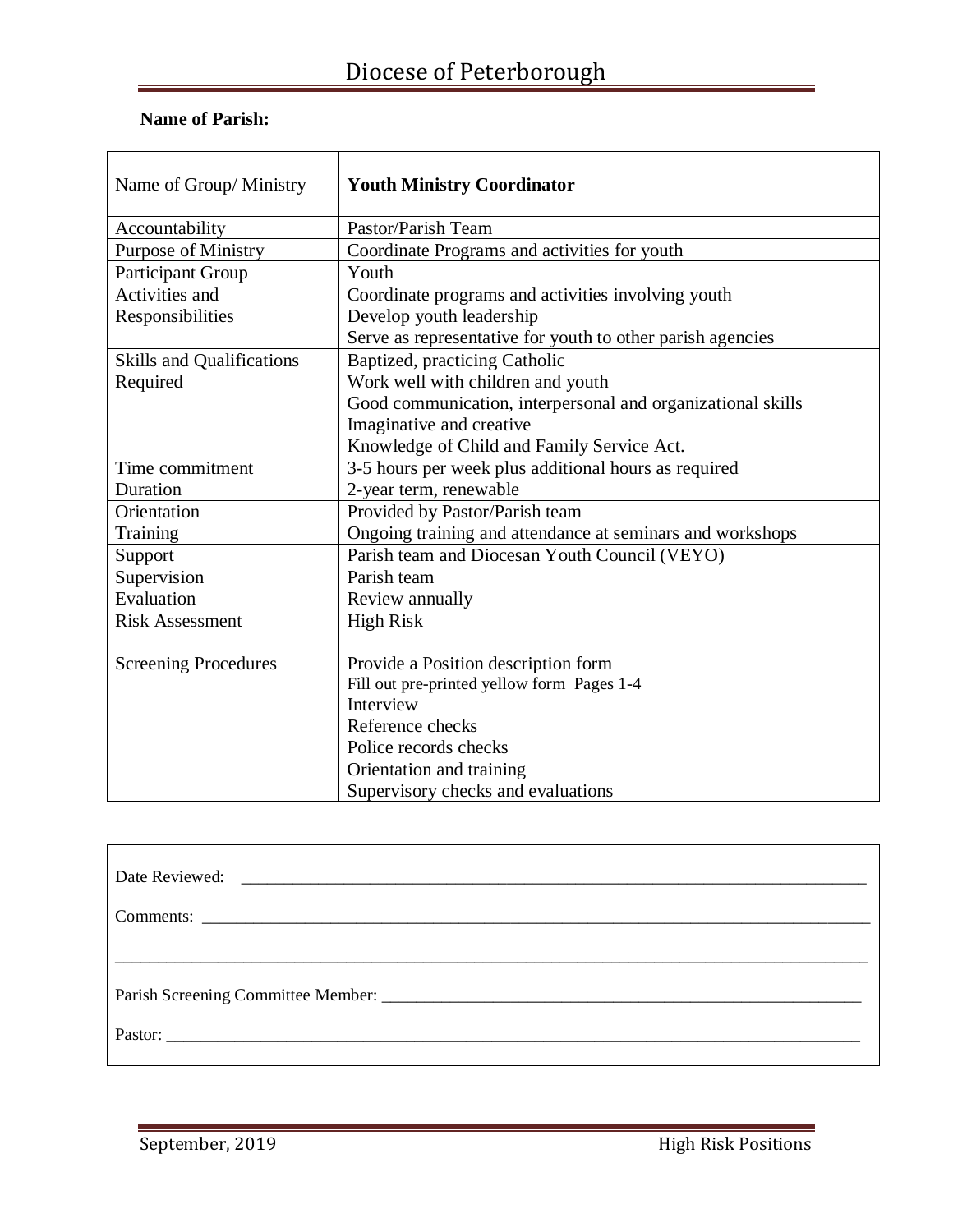# Diocese of Peterborough

**Name of Parish:**

| Name of Group/ Ministry | **Youth Ministry Coordinator** |
|---|---|
| Accountability | Pastor/Parish Team |
| Purpose of Ministry | Coordinate Programs and activities for youth |
| Participant Group | Youth |
| Activities and Responsibilities | Coordinate programs and activities involving youth<br>Develop youth leadership<br>Serve as representative for youth to other parish agencies |
| Skills and Qualifications Required | Baptized, practicing Catholic<br>Work well with children and youth<br>Good communication, interpersonal and organizational skills<br>Imaginative and creative<br>Knowledge of Child and Family Service Act. |
| Time commitment<br>Duration | 3-5 hours per week plus additional hours as required<br>2-year term, renewable |
| Orientation<br>Training | Provided by Pastor/Parish team<br>Ongoing training and attendance at seminars and workshops |
| Support<br>Supervision<br>Evaluation | Parish team and Diocesan Youth Council (VEYO)<br>Parish team<br>Review annually |
| Risk Assessment<br><br>Screening Procedures | High Risk<br><br>Provide a Position description form<br>Fill out pre-printed yellow form Pages 1-4<br>Interview<br>Reference checks<br>Police records checks<br>Orientation and training<br>Supervisory checks and evaluations |

Date Reviewed: ______________________________________________

Comments: ______________________________________________

______________________________________________

Parish Screening Committee Member: ______________________________________________

Pastor: ______________________________________________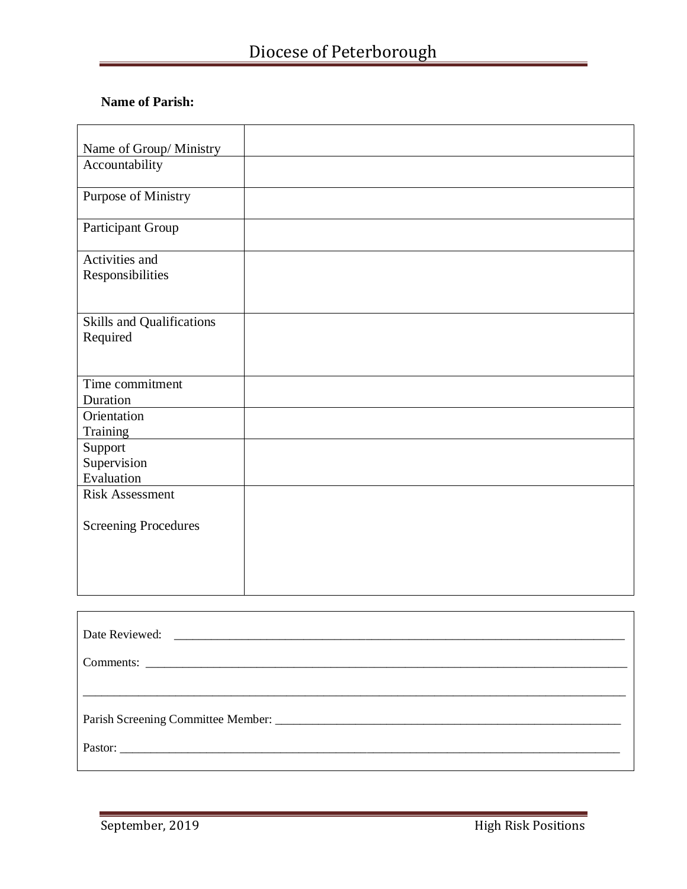**Name of Parish:**

| | |
|---|---|
| Name of Group/ Ministry | |
| Accountability | |
| Purpose of Ministry | |
| Participant Group | |
| Activities and Responsibilities | |
| Skills and Qualifications Required | |
| Time commitment Duration | |
| Orientation Training | |
| Support Supervision Evaluation | |
| Risk Assessment<br><br>Screening Procedures | |

Date Reviewed: ____________________________________________

Comments: ____________________________________________

____________________________________________

Parish Screening Committee Member: ____________________________________________

Pastor: ____________________________________________